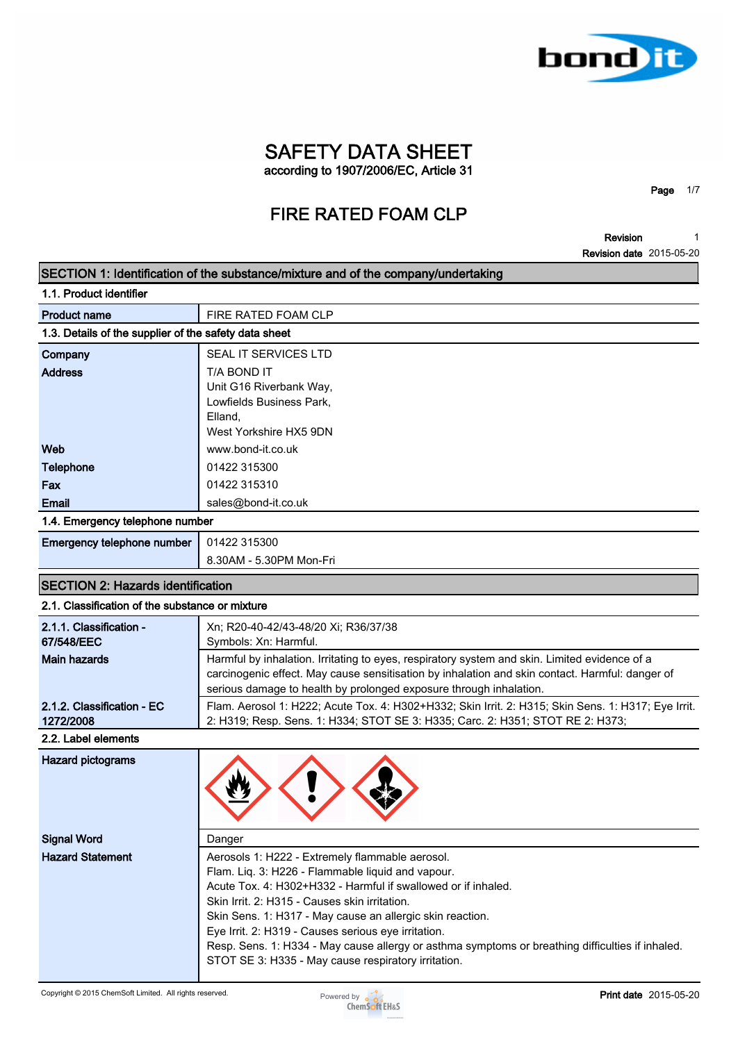# SAFETY DATA SHEET

according to 1907/2006/EC, Article 31

## FIRE RATED FOAM CLP

**Revision** 1
**Revision date** 2015-05-20

## SECTION 1: Identification of the substance/mixture and of the company/undertaking

### 1.1. Product identifier

| | |
|---|---|
| **Product name** | FIRE RATED FOAM CLP |

### 1.3. Details of the supplier of the safety data sheet

| | |
|---|---|
| **Company** | SEAL IT SERVICES LTD |
| **Address** | T/A BOND IT<br>Unit G16 Riverbank Way,<br>Lowfields Business Park,<br>Elland,<br>West Yorkshire HX5 9DN |
| **Web** | www.bond-it.co.uk |
| **Telephone** | 01422 315300 |
| **Fax** | 01422 315310 |
| **Email** | sales@bond-it.co.uk |

### 1.4. Emergency telephone number

| | |
|---|---|
| **Emergency telephone number** | 01422 315300<br>8.30AM - 5.30PM Mon-Fri |

## SECTION 2: Hazards identification

### 2.1. Classification of the substance or mixture

| | |
|---|---|
| **2.1.1. Classification - 67/548/EEC** | Xn; R20-40-42/43-48/20 Xi; R36/37/38<br>Symbols: Xn: Harmful. |
| **Main hazards** | Harmful by inhalation. Irritating to eyes, respiratory system and skin. Limited evidence of a carcinogenic effect. May cause sensitisation by inhalation and skin contact. Harmful: danger of serious damage to health by prolonged exposure through inhalation. |
| **2.1.2. Classification - EC 1272/2008** | Flam. Aerosol 1: H222; Acute Tox. 4: H302+H332; Skin Irrit. 2: H315; Skin Sens. 1: H317; Eye Irrit. 2: H319; Resp. Sens. 1: H334; STOT SE 3: H335; Carc. 2: H351; STOT RE 2: H373; |

### 2.2. Label elements

| | |
|---|---|
| **Hazard pictograms** | |
| **Signal Word** | Danger |
| **Hazard Statement** | Aerosols 1: H222 - Extremely flammable aerosol.<br>Flam. Liq. 3: H226 - Flammable liquid and vapour.<br>Acute Tox. 4: H302+H332 - Harmful if swallowed or if inhaled.<br>Skin Irrit. 2: H315 - Causes skin irritation.<br>Skin Sens. 1: H317 - May cause an allergic skin reaction.<br>Eye Irrit. 2: H319 - Causes serious eye irritation.<br>Resp. Sens. 1: H334 - May cause allergy or asthma symptoms or breathing difficulties if inhaled.<br>STOT SE 3: H335 - May cause respiratory irritation. |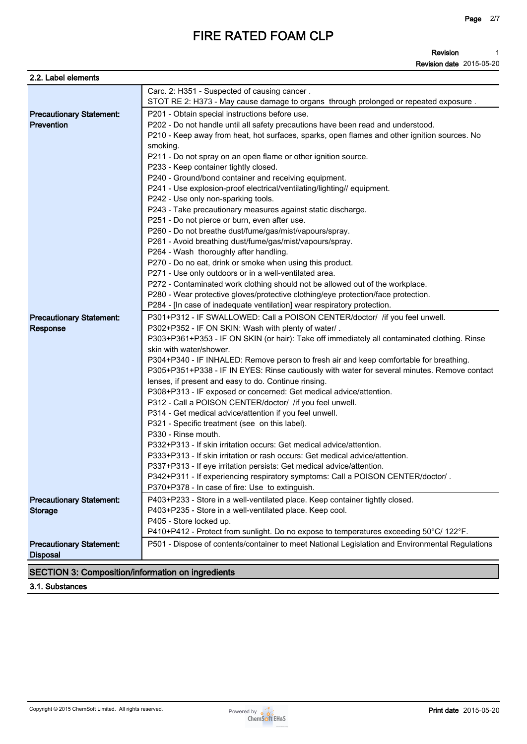### 2.2. Label elements

| | |
|---|---|
| | Carc. 2: H351 - Suspected of causing cancer .<br>STOT RE 2: H373 - May cause damage to organs through prolonged or repeated exposure . |
| **Precautionary Statement: Prevention** | P201 - Obtain special instructions before use.<br>P202 - Do not handle until all safety precautions have been read and understood.<br>P210 - Keep away from heat, hot surfaces, sparks, open flames and other ignition sources. No smoking.<br>P211 - Do not spray on an open flame or other ignition source.<br>P233 - Keep container tightly closed.<br>P240 - Ground/bond container and receiving equipment.<br>P241 - Use explosion-proof electrical/ventilating/lighting// equipment.<br>P242 - Use only non-sparking tools.<br>P243 - Take precautionary measures against static discharge.<br>P251 - Do not pierce or burn, even after use.<br>P260 - Do not breathe dust/fume/gas/mist/vapours/spray.<br>P261 - Avoid breathing dust/fume/gas/mist/vapours/spray.<br>P264 - Wash thoroughly after handling.<br>P270 - Do no eat, drink or smoke when using this product.<br>P271 - Use only outdoors or in a well-ventilated area.<br>P272 - Contaminated work clothing should not be allowed out of the workplace.<br>P280 - Wear protective gloves/protective clothing/eye protection/face protection.<br>P284 - [In case of inadequate ventilation] wear respiratory protection. |
| **Precautionary Statement: Response** | P301+P312 - IF SWALLOWED: Call a POISON CENTER/doctor/ /if you feel unwell.<br>P302+P352 - IF ON SKIN: Wash with plenty of water/ .<br>P303+P361+P353 - IF ON SKIN (or hair): Take off immediately all contaminated clothing. Rinse skin with water/shower.<br>P304+P340 - IF INHALED: Remove person to fresh air and keep comfortable for breathing.<br>P305+P351+P338 - IF IN EYES: Rinse cautiously with water for several minutes. Remove contact lenses, if present and easy to do. Continue rinsing.<br>P308+P313 - IF exposed or concerned: Get medical advice/attention.<br>P312 - Call a POISON CENTER/doctor/ /if you feel unwell.<br>P314 - Get medical advice/attention if you feel unwell.<br>P321 - Specific treatment (see on this label).<br>P330 - Rinse mouth.<br>P332+P313 - If skin irritation occurs: Get medical advice/attention.<br>P333+P313 - If skin irritation or rash occurs: Get medical advice/attention.<br>P337+P313 - If eye irritation persists: Get medical advice/attention.<br>P342+P311 - If experiencing respiratory symptoms: Call a POISON CENTER/doctor/ .<br>P370+P378 - In case of fire: Use to extinguish. |
| **Precautionary Statement: Storage** | P403+P233 - Store in a well-ventilated place. Keep container tightly closed.<br>P403+P235 - Store in a well-ventilated place. Keep cool.<br>P405 - Store locked up.<br>P410+P412 - Protect from sunlight. Do no expose to temperatures exceeding 50°C/ 122°F. |
| **Precautionary Statement: Disposal** | P501 - Dispose of contents/container to meet National Legislation and Environmental Regulations |

## SECTION 3: Composition/information on ingredients

### 3.1. Substances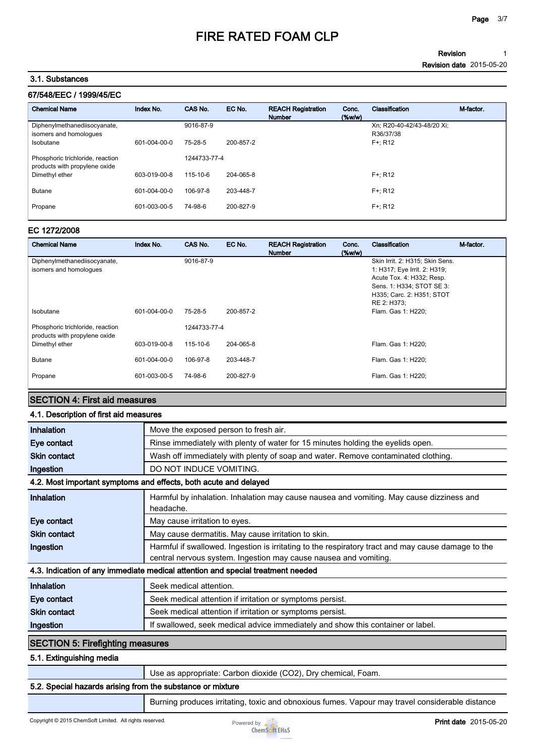### 3.1. Substances

#### 67/548/EEC / 1999/45/EC

| Chemical Name | Index No. | CAS No. | EC No. | REACH Registration Number | Conc. (%w/w) | Classification | M-factor. |
|---|---|---|---|---|---|---|---|
| Diphenylmethanediisocyanate, isomers and homologues | | 9016-87-9 | | | | Xn; R20-40-42/43-48/20 Xi; R36/37/38 | |
| Isobutane | 601-004-00-0 | 75-28-5 | 200-857-2 | | | F+; R12 | |
| Phosphoric trichloride, reaction products with propylene oxide | | 1244733-77-4 | | | | | |
| Dimethyl ether | 603-019-00-8 | 115-10-6 | 204-065-8 | | | F+; R12 | |
| Butane | 601-004-00-0 | 106-97-8 | 203-448-7 | | | F+; R12 | |
| Propane | 601-003-00-5 | 74-98-6 | 200-827-9 | | | F+; R12 | |

#### EC 1272/2008

| Chemical Name | Index No. | CAS No. | EC No. | REACH Registration Number | Conc. (%w/w) | Classification | M-factor. |
|---|---|---|---|---|---|---|---|
| Diphenylmethanediisocyanate, isomers and homologues | | 9016-87-9 | | | | Skin Irrit. 2: H315; Skin Sens. 1: H317; Eye Irrit. 2: H319; Acute Tox. 4: H332; Resp. Sens. 1: H334; STOT SE 3: H335; Carc. 2: H351; STOT RE 2: H373; | |
| Isobutane | 601-004-00-0 | 75-28-5 | 200-857-2 | | | Flam. Gas 1: H220; | |
| Phosphoric trichloride, reaction products with propylene oxide | | 1244733-77-4 | | | | | |
| Dimethyl ether | 603-019-00-8 | 115-10-6 | 204-065-8 | | | Flam. Gas 1: H220; | |
| Butane | 601-004-00-0 | 106-97-8 | 203-448-7 | | | Flam. Gas 1: H220; | |
| Propane | 601-003-00-5 | 74-98-6 | 200-827-9 | | | Flam. Gas 1: H220; | |

## SECTION 4: First aid measures

### 4.1. Description of first aid measures

| | |
|---|---|
| **Inhalation** | Move the exposed person to fresh air. |
| **Eye contact** | Rinse immediately with plenty of water for 15 minutes holding the eyelids open. |
| **Skin contact** | Wash off immediately with plenty of soap and water. Remove contaminated clothing. |
| **Ingestion** | DO NOT INDUCE VOMITING. |

### 4.2. Most important symptoms and effects, both acute and delayed

| | |
|---|---|
| **Inhalation** | Harmful by inhalation. Inhalation may cause nausea and vomiting. May cause dizziness and headache. |
| **Eye contact** | May cause irritation to eyes. |
| **Skin contact** | May cause dermatitis. May cause irritation to skin. |
| **Ingestion** | Harmful if swallowed. Ingestion is irritating to the respiratory tract and may cause damage to the central nervous system. Ingestion may cause nausea and vomiting. |

### 4.3. Indication of any immediate medical attention and special treatment needed

| | |
|---|---|
| **Inhalation** | Seek medical attention. |
| **Eye contact** | Seek medical attention if irritation or symptoms persist. |
| **Skin contact** | Seek medical attention if irritation or symptoms persist. |
| **Ingestion** | If swallowed, seek medical advice immediately and show this container or label. |

## SECTION 5: Firefighting measures

### 5.1. Extinguishing media

Use as appropriate: Carbon dioxide ($CO_2$), Dry chemical, Foam.

### 5.2. Special hazards arising from the substance or mixture

Burning produces irritating, toxic and obnoxious fumes. Vapour may travel considerable distance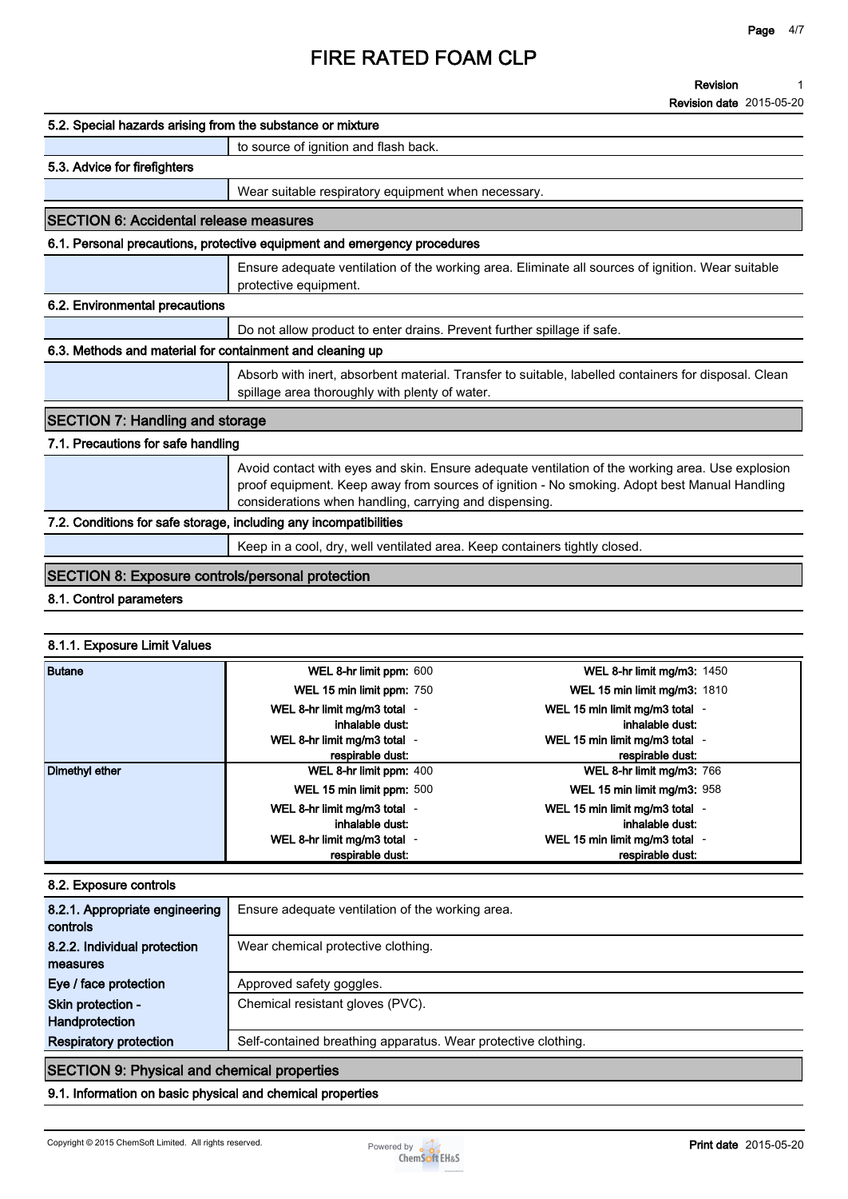# FIRE RATED FOAM CLP

**Revision** 1

**Revision date** 2015-05-20

### 5.2. Special hazards arising from the substance or mixture

to source of ignition and flash back.

### 5.3. Advice for firefighters

Wear suitable respiratory equipment when necessary.

## SECTION 6: Accidental release measures

### 6.1. Personal precautions, protective equipment and emergency procedures

Ensure adequate ventilation of the working area. Eliminate all sources of ignition. Wear suitable protective equipment.

### 6.2. Environmental precautions

Do not allow product to enter drains. Prevent further spillage if safe.

### 6.3. Methods and material for containment and cleaning up

Absorb with inert, absorbent material. Transfer to suitable, labelled containers for disposal. Clean spillage area thoroughly with plenty of water.

## SECTION 7: Handling and storage

### 7.1. Precautions for safe handling

Avoid contact with eyes and skin. Ensure adequate ventilation of the working area. Use explosion proof equipment. Keep away from sources of ignition - No smoking. Adopt best Manual Handling considerations when handling, carrying and dispensing.

### 7.2. Conditions for safe storage, including any incompatibilities

Keep in a cool, dry, well ventilated area. Keep containers tightly closed.

## SECTION 8: Exposure controls/personal protection

### 8.1. Control parameters

#### 8.1.1. Exposure Limit Values

| Substance | Parameter | Value | Parameter | Value |
|---|---|---|---|---|
| Butane | WEL 8-hr limit ppm: | 600 | WEL 8-hr limit mg/m3: | 1450 |
| | WEL 15 min limit ppm: | 750 | WEL 15 min limit mg/m3: | 1810 |
| | WEL 8-hr limit mg/m3 total inhalable dust: | - | WEL 15 min limit mg/m3 total inhalable dust: | - |
| | WEL 8-hr limit mg/m3 total respirable dust: | - | WEL 15 min limit mg/m3 total respirable dust: | - |
| Dimethyl ether | WEL 8-hr limit ppm: | 400 | WEL 8-hr limit mg/m3: | 766 |
| | WEL 15 min limit ppm: | 500 | WEL 15 min limit mg/m3: | 958 |
| | WEL 8-hr limit mg/m3 total inhalable dust: | - | WEL 15 min limit mg/m3 total inhalable dust: | - |
| | WEL 8-hr limit mg/m3 total respirable dust: | - | WEL 15 min limit mg/m3 total respirable dust: | - |

### 8.2. Exposure controls

| | |
|---|---|
| **8.2.1. Appropriate engineering controls** | Ensure adequate ventilation of the working area. |
| **8.2.2. Individual protection measures** | Wear chemical protective clothing. |
| **Eye / face protection** | Approved safety goggles. |
| **Skin protection - Handprotection** | Chemical resistant gloves (PVC). |
| **Respiratory protection** | Self-contained breathing apparatus. Wear protective clothing. |

## SECTION 9: Physical and chemical properties

### 9.1. Information on basic physical and chemical properties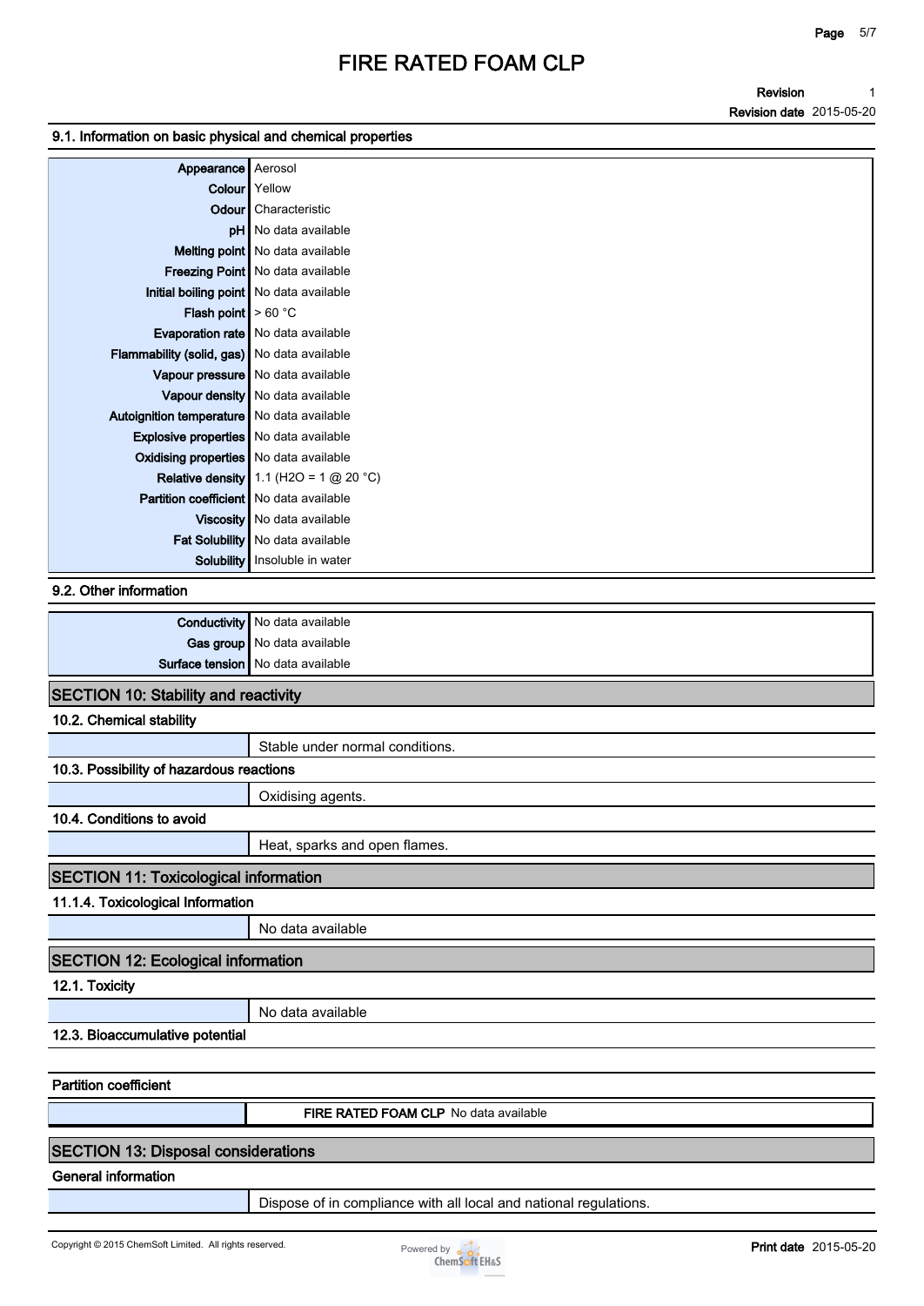### 9.1. Information on basic physical and chemical properties

| Property | Value |
|---|---|
| Appearance | Aerosol |
| Colour | Yellow |
| Odour | Characteristic |
| pH | No data available |
| Melting point | No data available |
| Freezing Point | No data available |
| Initial boiling point | No data available |
| Flash point | > 60 °C |
| Evaporation rate | No data available |
| Flammability (solid, gas) | No data available |
| Vapour pressure | No data available |
| Vapour density | No data available |
| Autoignition temperature | No data available |
| Explosive properties | No data available |
| Oxidising properties | No data available |
| Relative density | 1.1 ($H_2O$ = 1 @ 20 °C) |
| Partition coefficient | No data available |
| Viscosity | No data available |
| Fat Solubility | No data available |
| Solubility | Insoluble in water |

### 9.2. Other information

| Property | Value |
|---|---|
| Conductivity | No data available |
| Gas group | No data available |
| Surface tension | No data available |

## SECTION 10: Stability and reactivity

### 10.2. Chemical stability

Stable under normal conditions.

### 10.3. Possibility of hazardous reactions

Oxidising agents.

### 10.4. Conditions to avoid

Heat, sparks and open flames.

## SECTION 11: Toxicological information

### 11.1.4. Toxicological Information

No data available

## SECTION 12: Ecological information

### 12.1. Toxicity

No data available

### 12.3. Bioaccumulative potential

### Partition coefficient

**FIRE RATED FOAM CLP** No data available

## SECTION 13: Disposal considerations

### General information

Dispose of in compliance with all local and national regulations.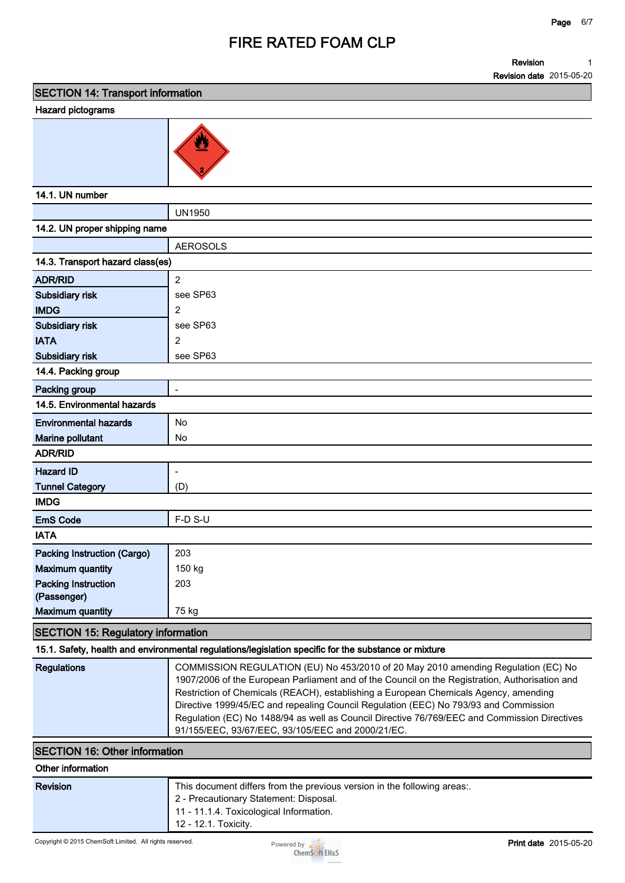# FIRE RATED FOAM CLP

| | |
|---|---|
| **Revision** | 1 |
| **Revision date** | 2015-05-20 |

## SECTION 14: Transport information

**Hazard pictograms**

**14.1. UN number**

| | |
|---|---|
| | UN1950 |

**14.2. UN proper shipping name**

| | |
|---|---|
| | AEROSOLS |

**14.3. Transport hazard class(es)**

| | |
|---|---|
| **ADR/RID** | 2 |
| **Subsidiary risk** | see SP63 |
| **IMDG** | 2 |
| **Subsidiary risk** | see SP63 |
| **IATA** | 2 |
| **Subsidiary risk** | see SP63 |

**14.4. Packing group**

| | |
|---|---|
| **Packing group** | - |

**14.5. Environmental hazards**

| | |
|---|---|
| **Environmental hazards** | No |
| **Marine pollutant** | No |

**ADR/RID**

| | |
|---|---|
| **Hazard ID** | - |
| **Tunnel Category** | (D) |

**IMDG**

| | |
|---|---|
| **EmS Code** | F-D S-U |

**IATA**

| | |
|---|---|
| **Packing Instruction (Cargo)** | 203 |
| **Maximum quantity** | 150 kg |
| **Packing Instruction (Passenger)** | 203 |
| **Maximum quantity** | 75 kg |

## SECTION 15: Regulatory information

**15.1. Safety, health and environmental regulations/legislation specific for the substance or mixture**

| | |
|---|---|
| **Regulations** | COMMISSION REGULATION (EU) No 453/2010 of 20 May 2010 amending Regulation (EC) No 1907/2006 of the European Parliament and of the Council on the Registration, Authorisation and Restriction of Chemicals (REACH), establishing a European Chemicals Agency, amending Directive 1999/45/EC and repealing Council Regulation (EEC) No 793/93 and Commission Regulation (EC) No 1488/94 as well as Council Directive 76/769/EEC and Commission Directives 91/155/EEC, 93/67/EEC, 93/105/EEC and 2000/21/EC. |

## SECTION 16: Other information

**Other information**

| | |
|---|---|
| **Revision** | This document differs from the previous version in the following areas:.<br>2 - Precautionary Statement: Disposal.<br>11 - 11.1.4. Toxicological Information.<br>12 - 12.1. Toxicity. |

Copyright © 2015 ChemSoft Limited. All rights reserved.

**Print date** 2015-05-20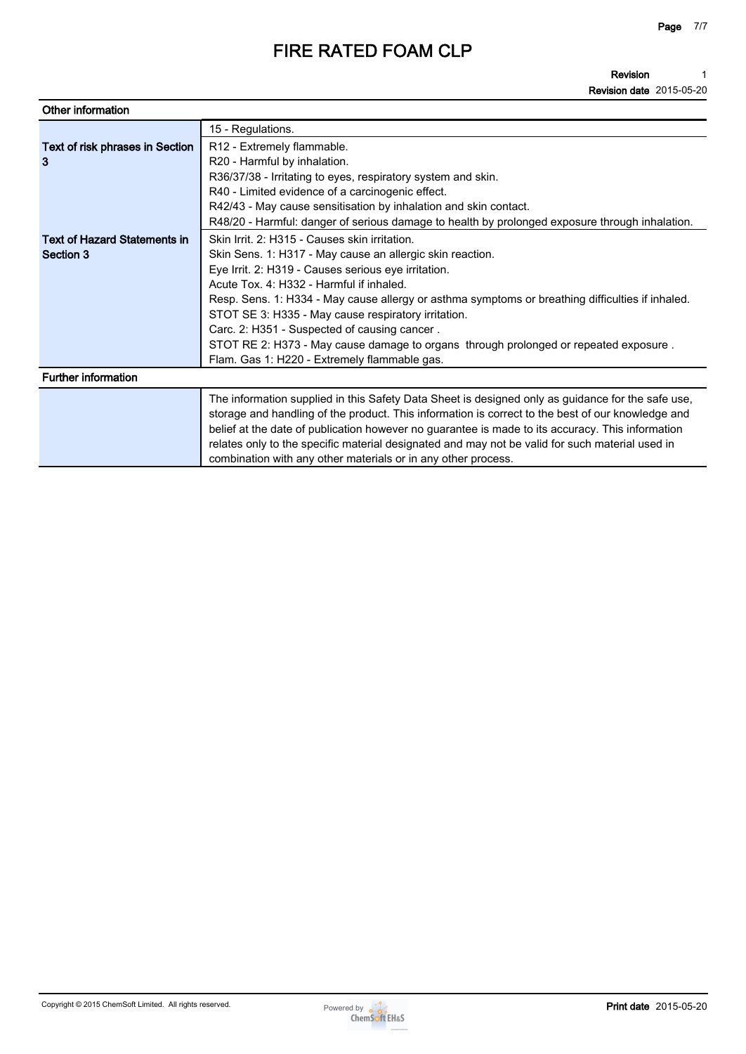# FIRE RATED FOAM CLP

**Revision** 1
**Revision date** 2015-05-20

## Other information

| | |
|---|---|
| | 15 - Regulations. |
| **Text of risk phrases in Section 3** | R12 - Extremely flammable.<br>R20 - Harmful by inhalation.<br>R36/37/38 - Irritating to eyes, respiratory system and skin.<br>R40 - Limited evidence of a carcinogenic effect.<br>R42/43 - May cause sensitisation by inhalation and skin contact.<br>R48/20 - Harmful: danger of serious damage to health by prolonged exposure through inhalation. |
| **Text of Hazard Statements in Section 3** | Skin Irrit. 2: H315 - Causes skin irritation.<br>Skin Sens. 1: H317 - May cause an allergic skin reaction.<br>Eye Irrit. 2: H319 - Causes serious eye irritation.<br>Acute Tox. 4: H332 - Harmful if inhaled.<br>Resp. Sens. 1: H334 - May cause allergy or asthma symptoms or breathing difficulties if inhaled.<br>STOT SE 3: H335 - May cause respiratory irritation.<br>Carc. 2: H351 - Suspected of causing cancer .<br>STOT RE 2: H373 - May cause damage to organs through prolonged or repeated exposure .<br>Flam. Gas 1: H220 - Extremely flammable gas. |

## Further information

| | |
|---|---|
| | The information supplied in this Safety Data Sheet is designed only as guidance for the safe use, storage and handling of the product. This information is correct to the best of our knowledge and belief at the date of publication however no guarantee is made to its accuracy. This information relates only to the specific material designated and may not be valid for such material used in combination with any other materials or in any other process. |

Copyright © 2015 ChemSoft Limited. All rights reserved.

Powered by ChemSoft EH&S

**Print date** 2015-05-20